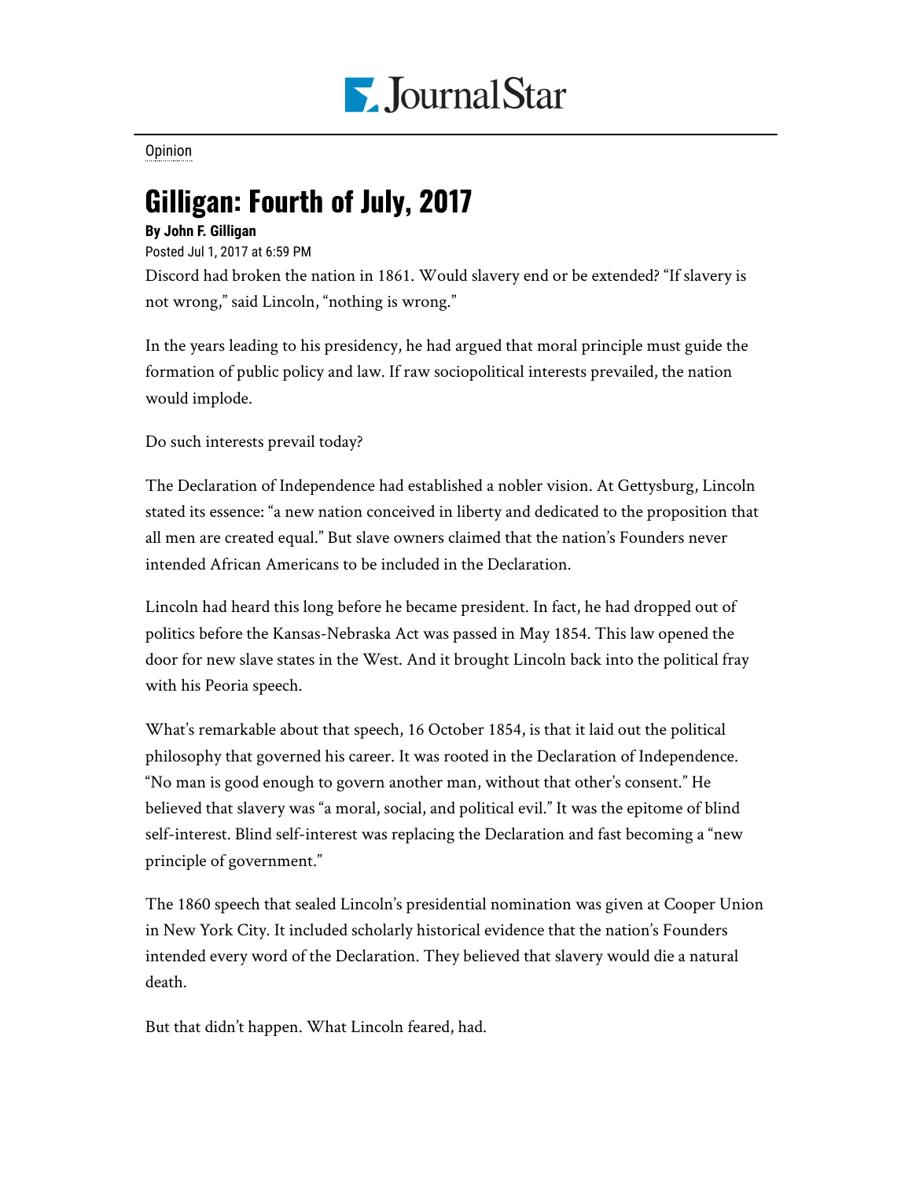Opinion

# Gilligan: Fourth of July, 2017

**By John F. Gilligan**

Posted Jul 1, 2017 at 6:59 PM

Discord had broken the nation in 1861. Would slavery end or be extended? “If slavery is not wrong,” said Lincoln, “nothing is wrong.”

In the years leading to his presidency, he had argued that moral principle must guide the formation of public policy and law. If raw sociopolitical interests prevailed, the nation would implode.

Do such interests prevail today?

The Declaration of Independence had established a nobler vision. At Gettysburg, Lincoln stated its essence: “a new nation conceived in liberty and dedicated to the proposition that all men are created equal.” But slave owners claimed that the nation’s Founders never intended African Americans to be included in the Declaration.

Lincoln had heard this long before he became president. In fact, he had dropped out of politics before the Kansas-Nebraska Act was passed in May 1854. This law opened the door for new slave states in the West. And it brought Lincoln back into the political fray with his Peoria speech.

What’s remarkable about that speech, 16 October 1854, is that it laid out the political philosophy that governed his career. It was rooted in the Declaration of Independence. “No man is good enough to govern another man, without that other’s consent.” He believed that slavery was “a moral, social, and political evil.” It was the epitome of blind self-interest. Blind self-interest was replacing the Declaration and fast becoming a “new principle of government.”

The 1860 speech that sealed Lincoln’s presidential nomination was given at Cooper Union in New York City. It included scholarly historical evidence that the nation’s Founders intended every word of the Declaration. They believed that slavery would die a natural death.

But that didn’t happen. What Lincoln feared, had.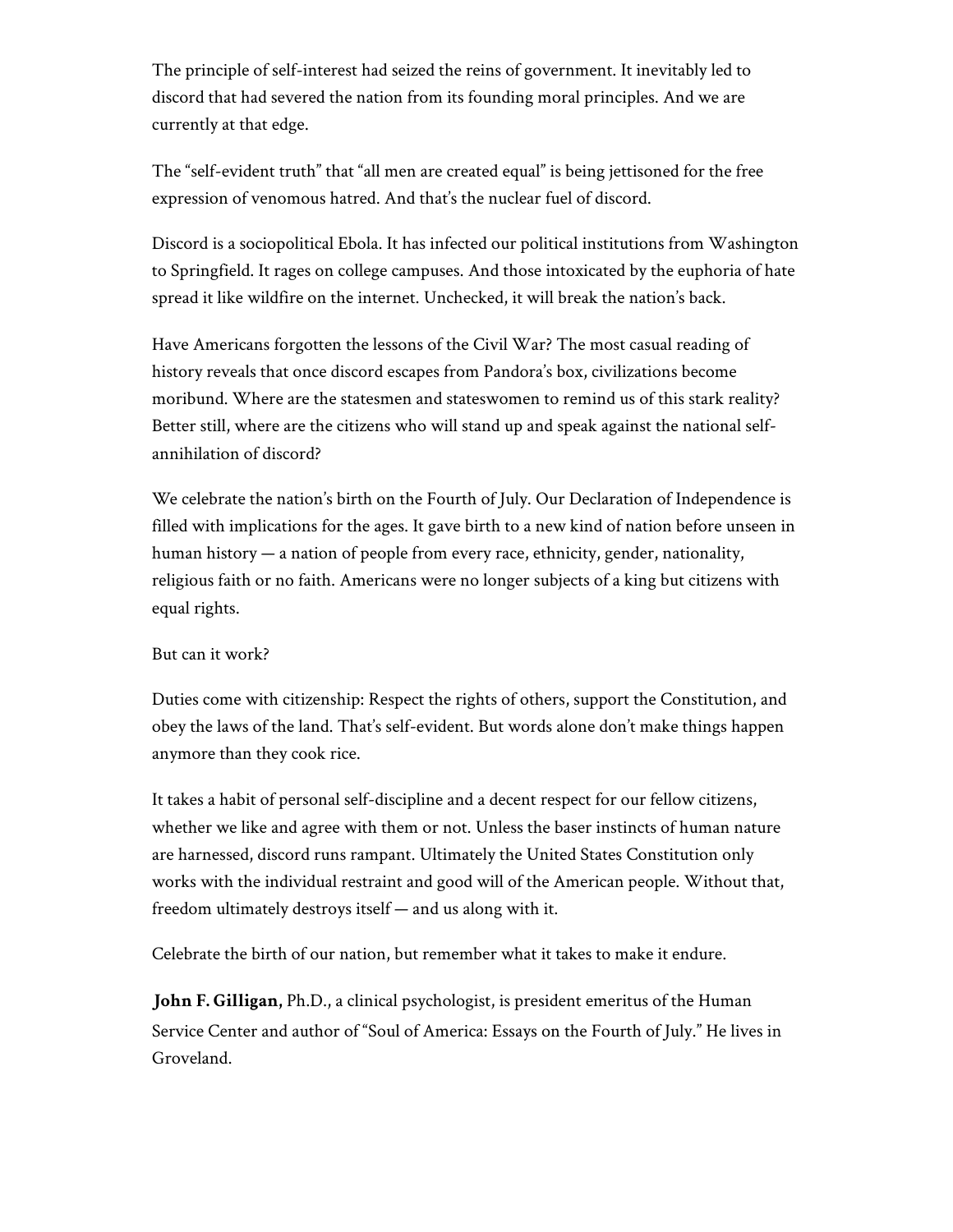The principle of self-interest had seized the reins of government. It inevitably led to discord that had severed the nation from its founding moral principles. And we are currently at that edge.

The "self-evident truth" that "all men are created equal" is being jettisoned for the free expression of venomous hatred. And that's the nuclear fuel of discord.

Discord is a sociopolitical Ebola. It has infected our political institutions from Washington to Springfield. It rages on college campuses. And those intoxicated by the euphoria of hate spread it like wildfire on the internet. Unchecked, it will break the nation's back.

Have Americans forgotten the lessons of the Civil War? The most casual reading of history reveals that once discord escapes from Pandora's box, civilizations become moribund. Where are the statesmen and stateswomen to remind us of this stark reality? Better still, where are the citizens who will stand up and speak against the national self-annihilation of discord?

We celebrate the nation's birth on the Fourth of July. Our Declaration of Independence is filled with implications for the ages. It gave birth to a new kind of nation before unseen in human history — a nation of people from every race, ethnicity, gender, nationality, religious faith or no faith. Americans were no longer subjects of a king but citizens with equal rights.

But can it work?

Duties come with citizenship: Respect the rights of others, support the Constitution, and obey the laws of the land. That's self-evident. But words alone don't make things happen anymore than they cook rice.

It takes a habit of personal self-discipline and a decent respect for our fellow citizens, whether we like and agree with them or not. Unless the baser instincts of human nature are harnessed, discord runs rampant. Ultimately the United States Constitution only works with the individual restraint and good will of the American people. Without that, freedom ultimately destroys itself — and us along with it.

Celebrate the birth of our nation, but remember what it takes to make it endure.

**John F. Gilligan,** Ph.D., a clinical psychologist, is president emeritus of the Human Service Center and author of "Soul of America: Essays on the Fourth of July." He lives in Groveland.